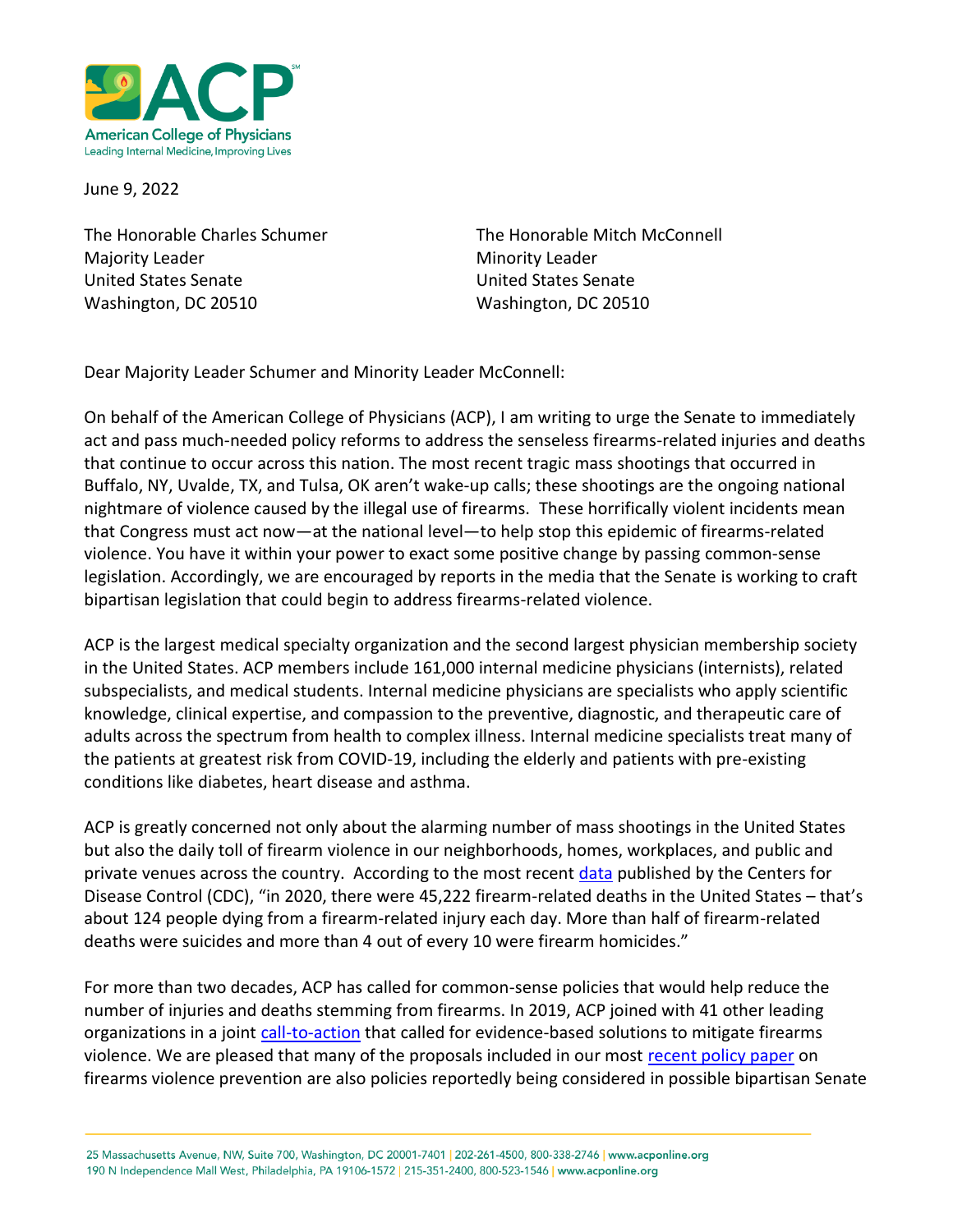American College of Physicians
Leading Internal Medicine, Improving Lives

June 9, 2022

The Honorable Charles Schumer
Majority Leader
United States Senate
Washington, DC 20510

The Honorable Mitch McConnell
Minority Leader
United States Senate
Washington, DC 20510

Dear Majority Leader Schumer and Minority Leader McConnell:

On behalf of the American College of Physicians (ACP), I am writing to urge the Senate to immediately act and pass much-needed policy reforms to address the senseless firearms-related injuries and deaths that continue to occur across this nation. The most recent tragic mass shootings that occurred in Buffalo, NY, Uvalde, TX, and Tulsa, OK aren't wake-up calls; these shootings are the ongoing national nightmare of violence caused by the illegal use of firearms. These horrifically violent incidents mean that Congress must act now—at the national level—to help stop this epidemic of firearms-related violence. You have it within your power to exact some positive change by passing common-sense legislation. Accordingly, we are encouraged by reports in the media that the Senate is working to craft bipartisan legislation that could begin to address firearms-related violence.

ACP is the largest medical specialty organization and the second largest physician membership society in the United States. ACP members include 161,000 internal medicine physicians (internists), related subspecialists, and medical students. Internal medicine physicians are specialists who apply scientific knowledge, clinical expertise, and compassion to the preventive, diagnostic, and therapeutic care of adults across the spectrum from health to complex illness. Internal medicine specialists treat many of the patients at greatest risk from COVID-19, including the elderly and patients with pre-existing conditions like diabetes, heart disease and asthma.

ACP is greatly concerned not only about the alarming number of mass shootings in the United States but also the daily toll of firearm violence in our neighborhoods, homes, workplaces, and public and private venues across the country. According to the most recent data published by the Centers for Disease Control (CDC), "in 2020, there were 45,222 firearm-related deaths in the United States – that's about 124 people dying from a firearm-related injury each day. More than half of firearm-related deaths were suicides and more than 4 out of every 10 were firearm homicides."

For more than two decades, ACP has called for common-sense policies that would help reduce the number of injuries and deaths stemming from firearms. In 2019, ACP joined with 41 other leading organizations in a joint call-to-action that called for evidence-based solutions to mitigate firearms violence. We are pleased that many of the proposals included in our most recent policy paper on firearms violence prevention are also policies reportedly being considered in possible bipartisan Senate

25 Massachusetts Avenue, NW, Suite 700, Washington, DC 20001-7401 | 202-261-4500, 800-338-2746 | www.acponline.org
190 N Independence Mall West, Philadelphia, PA 19106-1572 | 215-351-2400, 800-523-1546 | www.acponline.org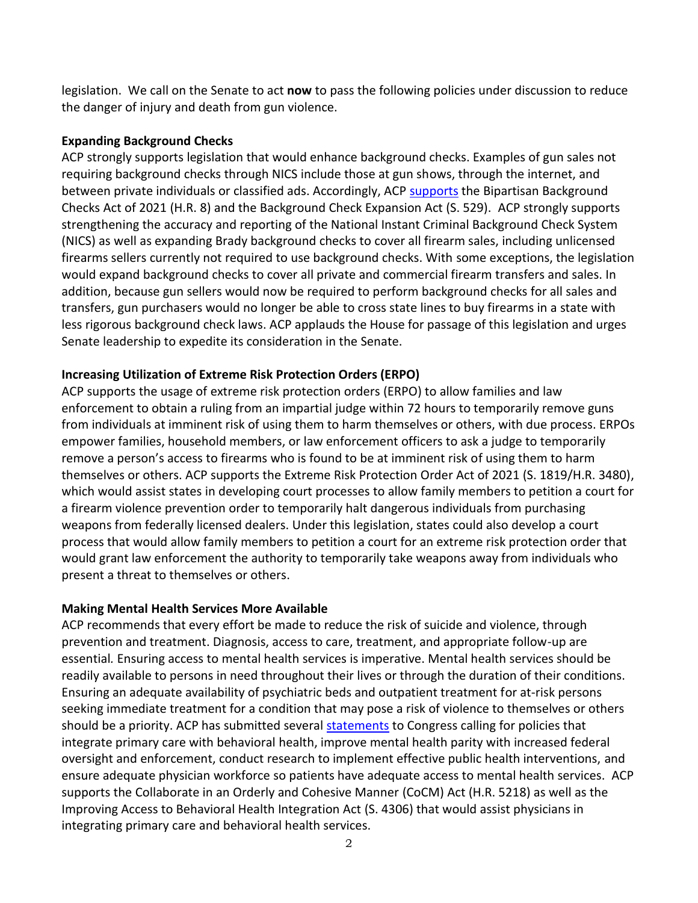legislation. We call on the Senate to act **now** to pass the following policies under discussion to reduce the danger of injury and death from gun violence.

**Expanding Background Checks**

ACP strongly supports legislation that would enhance background checks. Examples of gun sales not requiring background checks through NICS include those at gun shows, through the internet, and between private individuals or classified ads. Accordingly, ACP supports the Bipartisan Background Checks Act of 2021 (H.R. 8) and the Background Check Expansion Act (S. 529). ACP strongly supports strengthening the accuracy and reporting of the National Instant Criminal Background Check System (NICS) as well as expanding Brady background checks to cover all firearm sales, including unlicensed firearms sellers currently not required to use background checks. With some exceptions, the legislation would expand background checks to cover all private and commercial firearm transfers and sales. In addition, because gun sellers would now be required to perform background checks for all sales and transfers, gun purchasers would no longer be able to cross state lines to buy firearms in a state with less rigorous background check laws. ACP applauds the House for passage of this legislation and urges Senate leadership to expedite its consideration in the Senate.

**Increasing Utilization of Extreme Risk Protection Orders (ERPO)**

ACP supports the usage of extreme risk protection orders (ERPO) to allow families and law enforcement to obtain a ruling from an impartial judge within 72 hours to temporarily remove guns from individuals at imminent risk of using them to harm themselves or others, with due process. ERPOs empower families, household members, or law enforcement officers to ask a judge to temporarily remove a person's access to firearms who is found to be at imminent risk of using them to harm themselves or others. ACP supports the Extreme Risk Protection Order Act of 2021 (S. 1819/H.R. 3480), which would assist states in developing court processes to allow family members to petition a court for a firearm violence prevention order to temporarily halt dangerous individuals from purchasing weapons from federally licensed dealers. Under this legislation, states could also develop a court process that would allow family members to petition a court for an extreme risk protection order that would grant law enforcement the authority to temporarily take weapons away from individuals who present a threat to themselves or others.

**Making Mental Health Services More Available**

ACP recommends that every effort be made to reduce the risk of suicide and violence, through prevention and treatment. Diagnosis, access to care, treatment, and appropriate follow-up are essential. Ensuring access to mental health services is imperative. Mental health services should be readily available to persons in need throughout their lives or through the duration of their conditions. Ensuring an adequate availability of psychiatric beds and outpatient treatment for at-risk persons seeking immediate treatment for a condition that may pose a risk of violence to themselves or others should be a priority. ACP has submitted several statements to Congress calling for policies that integrate primary care with behavioral health, improve mental health parity with increased federal oversight and enforcement, conduct research to implement effective public health interventions, and ensure adequate physician workforce so patients have adequate access to mental health services. ACP supports the Collaborate in an Orderly and Cohesive Manner (CoCM) Act (H.R. 5218) as well as the Improving Access to Behavioral Health Integration Act (S. 4306) that would assist physicians in integrating primary care and behavioral health services.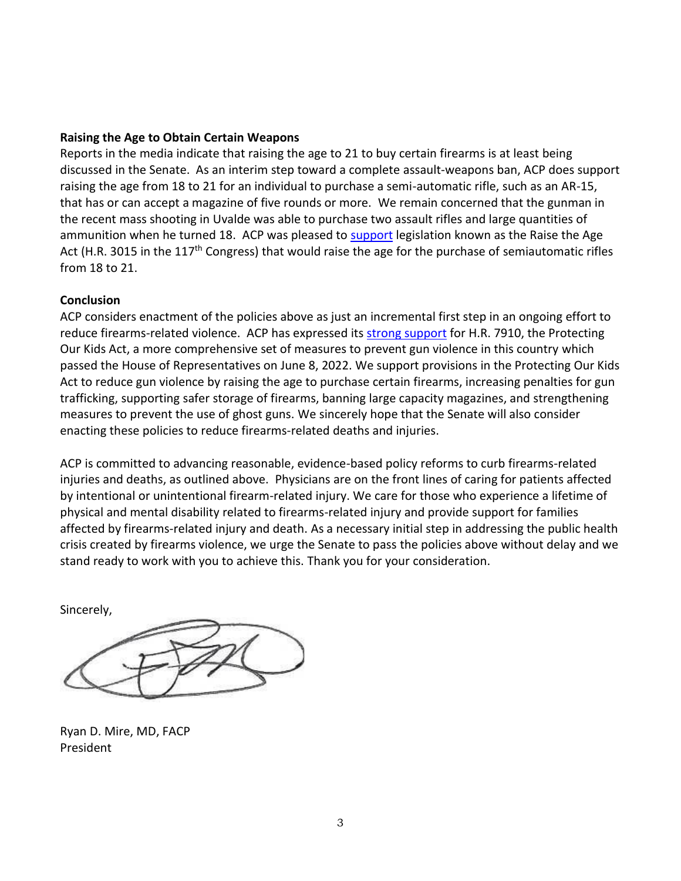**Raising the Age to Obtain Certain Weapons**

Reports in the media indicate that raising the age to 21 to buy certain firearms is at least being discussed in the Senate. As an interim step toward a complete assault-weapons ban, ACP does support raising the age from 18 to 21 for an individual to purchase a semi-automatic rifle, such as an AR-15, that has or can accept a magazine of five rounds or more. We remain concerned that the gunman in the recent mass shooting in Uvalde was able to purchase two assault rifles and large quantities of ammunition when he turned 18. ACP was pleased to [support](#) legislation known as the Raise the Age Act (H.R. 3015 in the 117th Congress) that would raise the age for the purchase of semiautomatic rifles from 18 to 21.

**Conclusion**

ACP considers enactment of the policies above as just an incremental first step in an ongoing effort to reduce firearms-related violence. ACP has expressed its [strong support](#) for H.R. 7910, the Protecting Our Kids Act, a more comprehensive set of measures to prevent gun violence in this country which passed the House of Representatives on June 8, 2022. We support provisions in the Protecting Our Kids Act to reduce gun violence by raising the age to purchase certain firearms, increasing penalties for gun trafficking, supporting safer storage of firearms, banning large capacity magazines, and strengthening measures to prevent the use of ghost guns. We sincerely hope that the Senate will also consider enacting these policies to reduce firearms-related deaths and injuries.

ACP is committed to advancing reasonable, evidence-based policy reforms to curb firearms-related injuries and deaths, as outlined above. Physicians are on the front lines of caring for patients affected by intentional or unintentional firearm-related injury. We care for those who experience a lifetime of physical and mental disability related to firearms-related injury and provide support for families affected by firearms-related injury and death. As a necessary initial step in addressing the public health crisis created by firearms violence, we urge the Senate to pass the policies above without delay and we stand ready to work with you to achieve this. Thank you for your consideration.

Sincerely,

Ryan D. Mire, MD, FACP
President